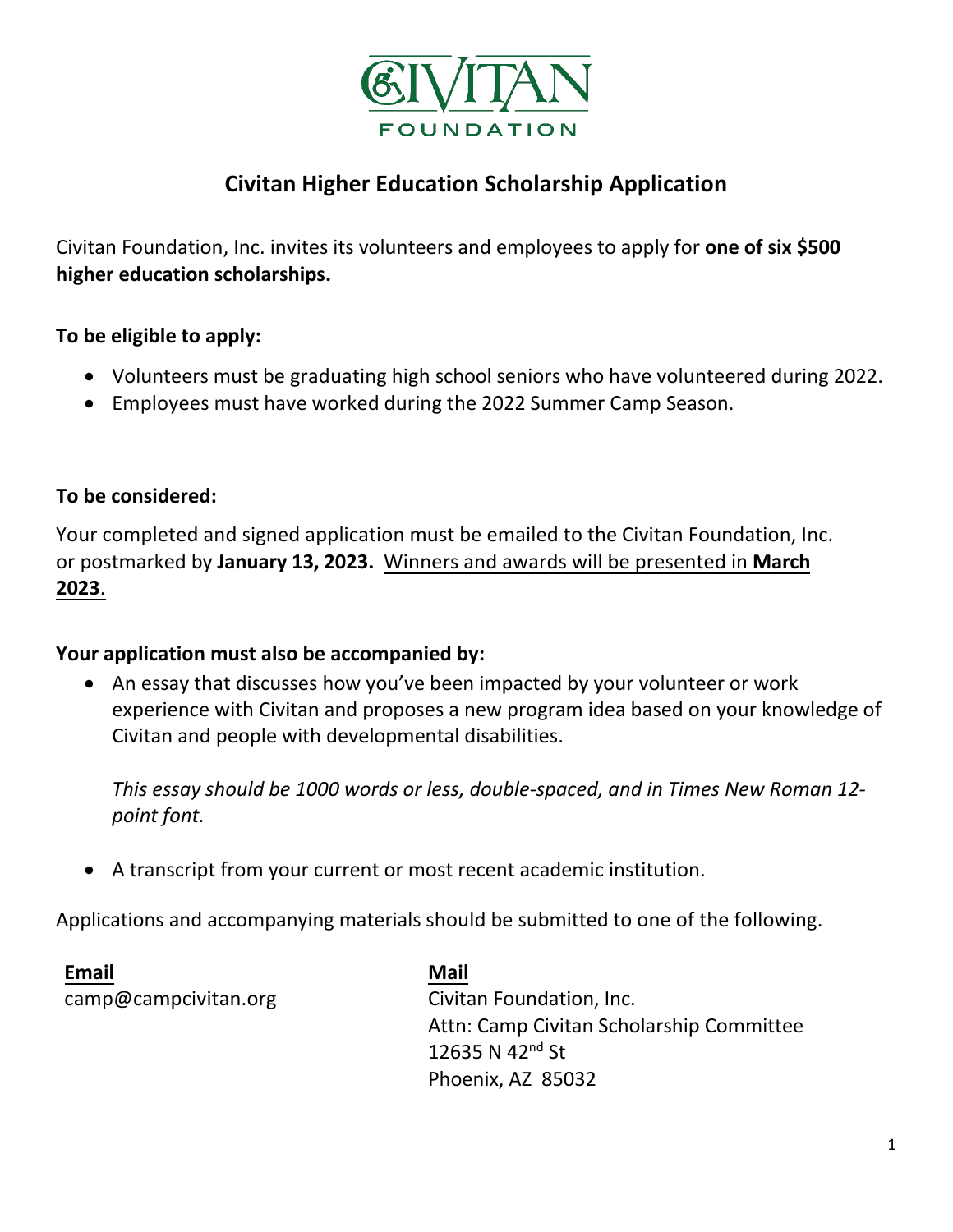CIVITAN

FOUNDATION

# Civitan Higher Education Scholarship Application

Civitan Foundation, Inc. invites its volunteers and employees to apply for **one of six $500 higher education scholarships.**

**To be eligible to apply:**

- Volunteers must be graduating high school seniors who have volunteered during 2022.
- Employees must have worked during the 2022 Summer Camp Season.

**To be considered:**

Your completed and signed application must be emailed to the Civitan Foundation, Inc. or postmarked by **January 13, 2023.** Winners and awards will be presented in **March 2023**.

**Your application must also be accompanied by:**

- An essay that discusses how you've been impacted by your volunteer or work experience with Civitan and proposes a new program idea based on your knowledge of Civitan and people with developmental disabilities.

  *This essay should be 1000 words or less, double-spaced, and in Times New Roman 12-point font.*

- A transcript from your current or most recent academic institution.

Applications and accompanying materials should be submitted to one of the following.

**Email**
camp@campcivitan.org

**Mail**
Civitan Foundation, Inc.
Attn: Camp Civitan Scholarship Committee
12635 N 42nd St
Phoenix, AZ 85032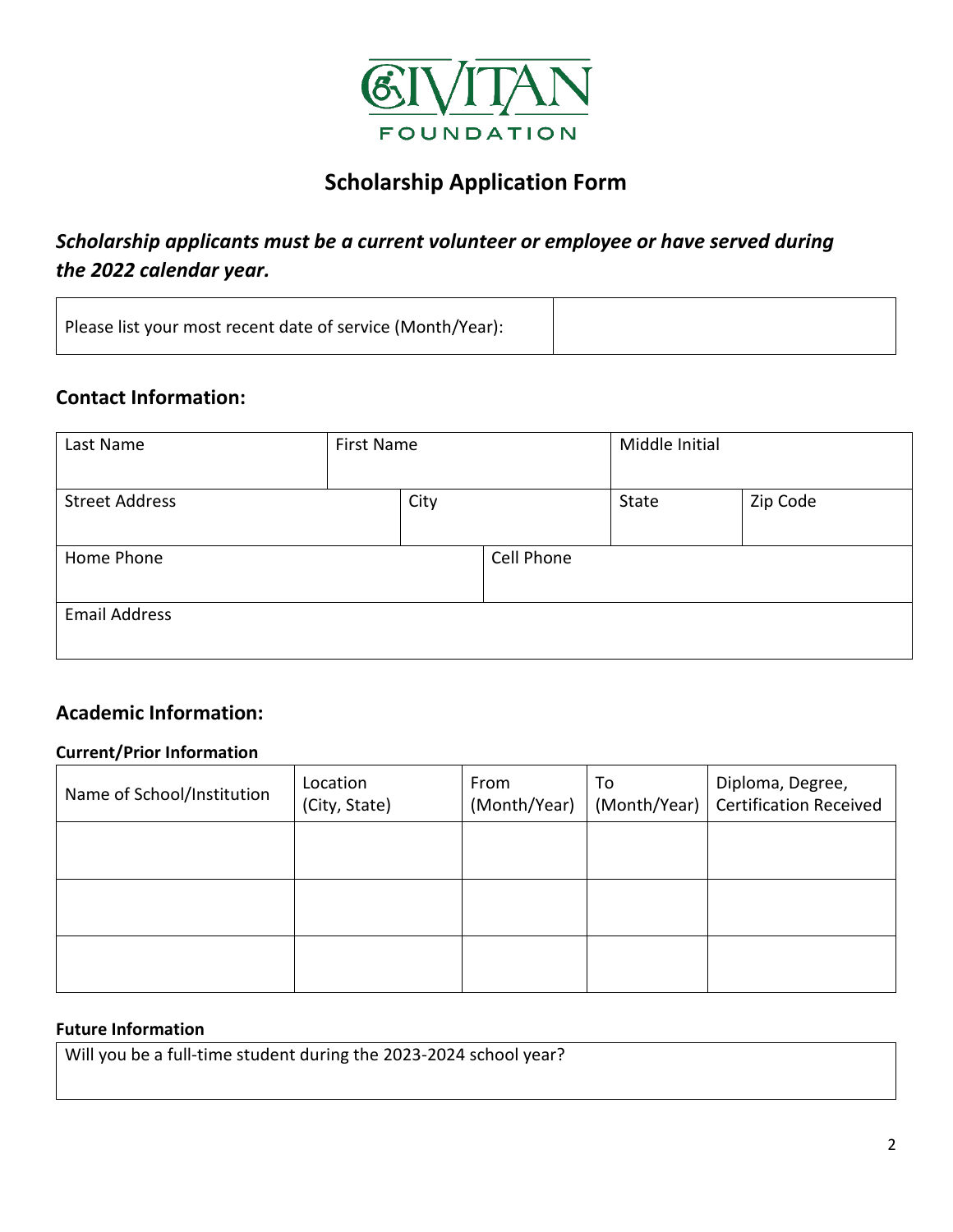# CIVITAN FOUNDATION

## Scholarship Application Form

### *Scholarship applicants must be a current volunteer or employee or have served during the 2022 calendar year.*

| Please list your most recent date of service (Month/Year): | |
|---|---|

### Contact Information:

| Last Name | First Name | Middle Initial |
|---|---|---|
| | | |

| Street Address | City | State | Zip Code |
|---|---|---|---|
| | | | |

| Home Phone | Cell Phone |
|---|---|
| | |

| Email Address |
|---|
| |

### Academic Information:

**Current/Prior Information**

| Name of School/Institution | Location (City, State) | From (Month/Year) | To (Month/Year) | Diploma, Degree, Certification Received |
|---|---|---|---|---|
| | | | | |
| | | | | |
| | | | | |

**Future Information**

| Will you be a full-time student during the 2023-2024 school year? |
|---|
| |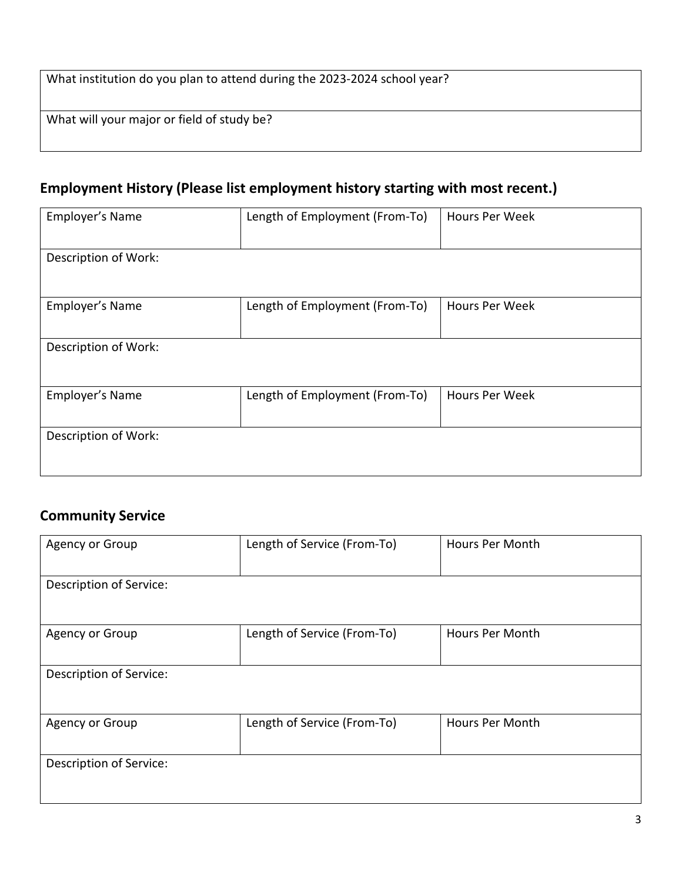| What institution do you plan to attend during the 2023-2024 school year? |
| --- |
| What will your major or field of study be? |

## Employment History (Please list employment history starting with most recent.)

| Employer's Name | Length of Employment (From-To) | Hours Per Week |
| --- | --- | --- |
| Description of Work: | | |
| Employer's Name | Length of Employment (From-To) | Hours Per Week |
| Description of Work: | | |
| Employer's Name | Length of Employment (From-To) | Hours Per Week |
| Description of Work: | | |

## Community Service

| Agency or Group | Length of Service (From-To) | Hours Per Month |
| --- | --- | --- |
| Description of Service: | | |
| Agency or Group | Length of Service (From-To) | Hours Per Month |
| Description of Service: | | |
| Agency or Group | Length of Service (From-To) | Hours Per Month |
| Description of Service: | | |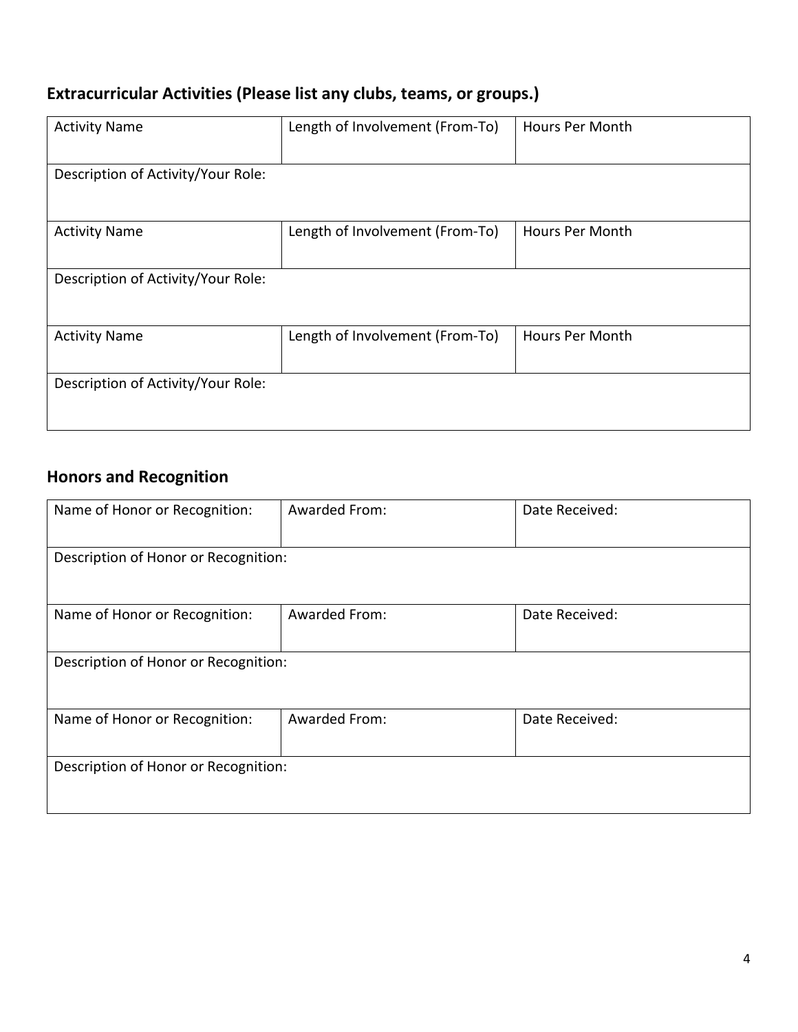## Extracractivities placeholder

## Extracurricular Activities (Please list any clubs, teams, or groups.)

| Activity Name | Length of Involvement (From-To) | Hours Per Month |
|---|---|---|
| Description of Activity/Your Role: | | |
| Activity Name | Length of Involvement (From-To) | Hours Per Month |
| Description of Activity/Your Role: | | |
| Activity Name | Length of Involvement (From-To) | Hours Per Month |
| Description of Activity/Your Role: | | |

## Honors and Recognition

| Name of Honor or Recognition: | Awarded From: | Date Received: |
|---|---|---|
| Description of Honor or Recognition: | | |
| Name of Honor or Recognition: | Awarded From: | Date Received: |
| Description of Honor or Recognition: | | |
| Name of Honor or Recognition: | Awarded From: | Date Received: |
| Description of Honor or Recognition: | | |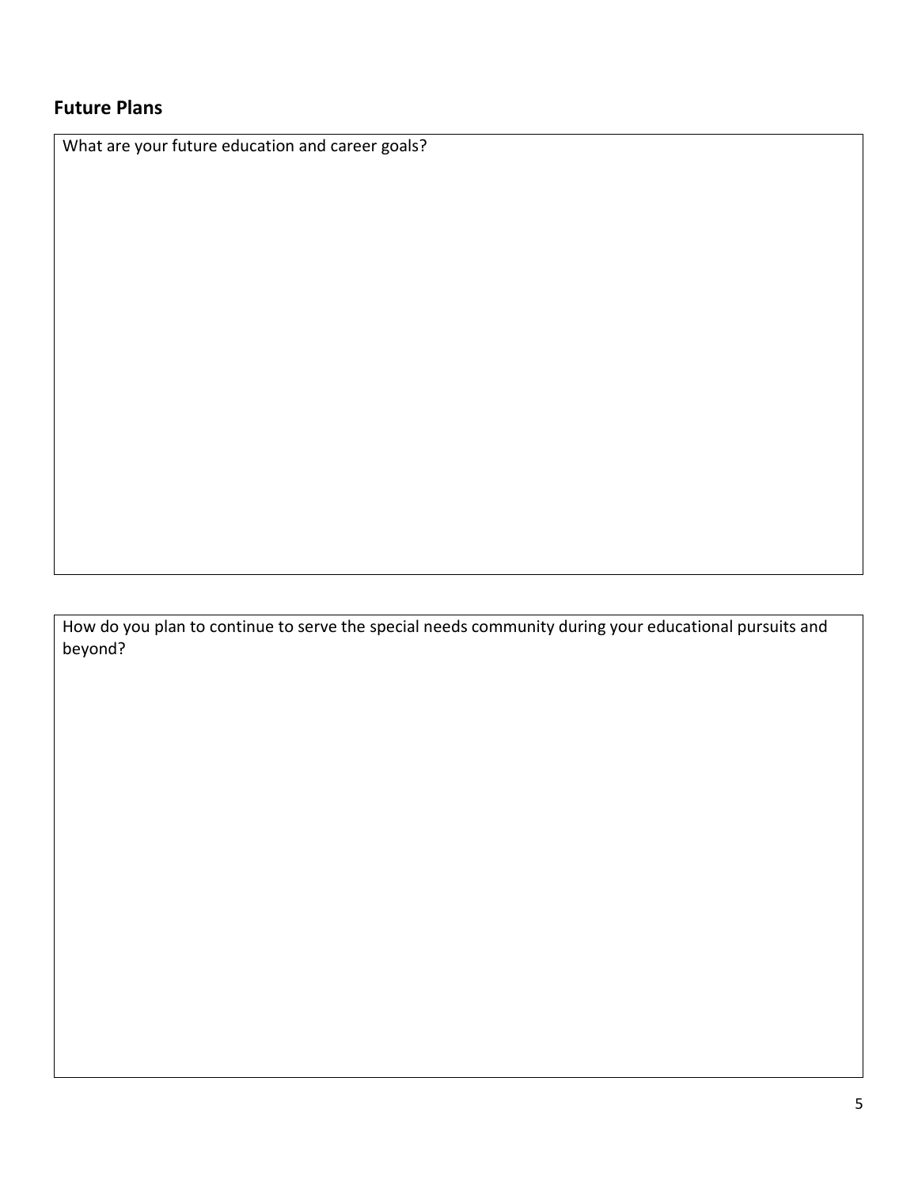## Future Plans

What are your future education and career goals?

How do you plan to continue to serve the special needs community during your educational pursuits and beyond?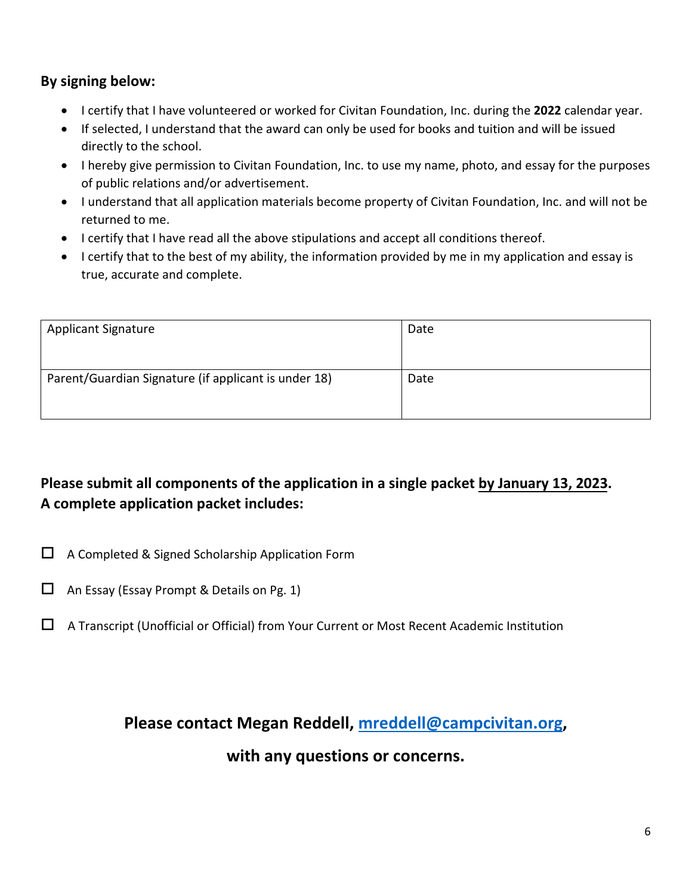**By signing below:**

- I certify that I have volunteered or worked for Civitan Foundation, Inc. during the **2022** calendar year.
- If selected, I understand that the award can only be used for books and tuition and will be issued directly to the school.
- I hereby give permission to Civitan Foundation, Inc. to use my name, photo, and essay for the purposes of public relations and/or advertisement.
- I understand that all application materials become property of Civitan Foundation, Inc. and will not be returned to me.
- I certify that I have read all the above stipulations and accept all conditions thereof.
- I certify that to the best of my ability, the information provided by me in my application and essay is true, accurate and complete.

| | |
|---|---|
| Applicant Signature | Date |
| Parent/Guardian Signature (if applicant is under 18) | Date |

**Please submit all components of the application in a single packet by January 13, 2023.**
**A complete application packet includes:**

- ☐ A Completed & Signed Scholarship Application Form
- ☐ An Essay (Essay Prompt & Details on Pg. 1)
- ☐ A Transcript (Unofficial or Official) from Your Current or Most Recent Academic Institution

**Please contact Megan Reddell, mreddell@campcivitan.org,**

**with any questions or concerns.**